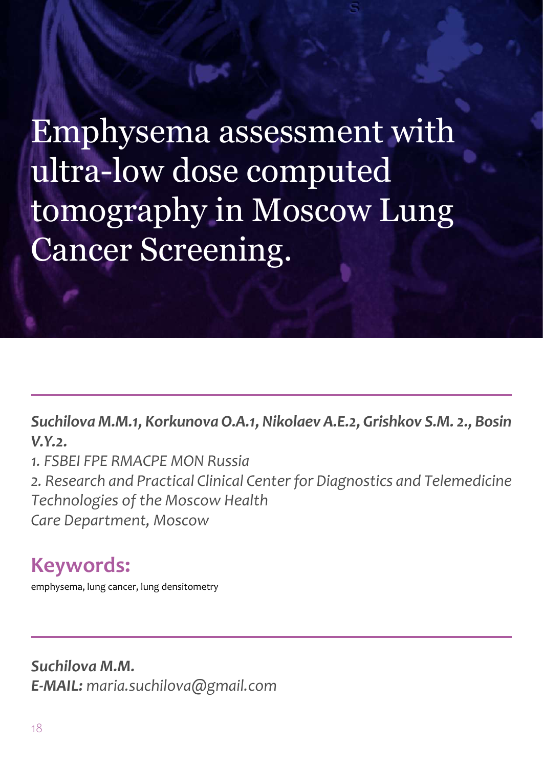# Emphysema assessment with ultra-low dose computed tomography in Moscow Lung Cancer Screening.

***Suchilova M.M.1, Korkunova O.A.1, Nikolaev A.E.2, Grishkov S.M. 2., Bosin V.Y.2.***

*1. FSBEI FPE RMACPE MON Russia*

*2. Research and Practical Clinical Center for Diagnostics and Telemedicine Technologies of the Moscow Health Care Department, Moscow*

## Keywords:

emphysema, lung cancer, lung densitometry

***Suchilova M.M.***

***E-MAIL:*** *maria.suchilova@gmail.com*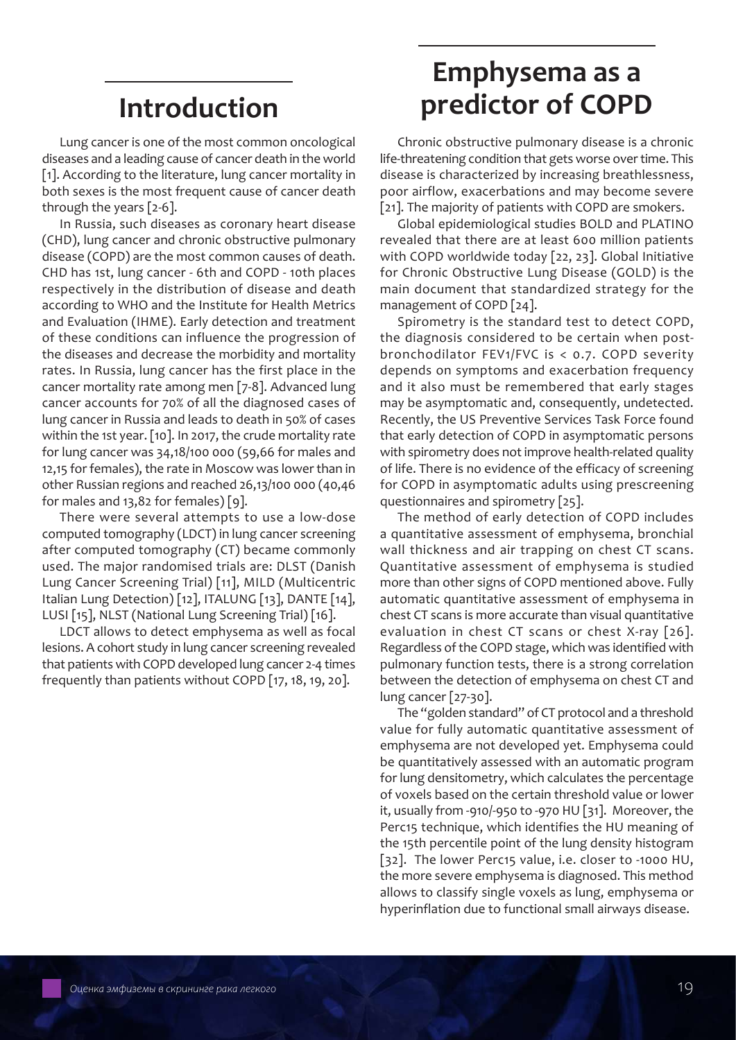## Introduction

Lung cancer is one of the most common oncological diseases and a leading cause of cancer death in the world [1]. According to the literature, lung cancer mortality in both sexes is the most frequent cause of cancer death through the years [2-6].

In Russia, such diseases as coronary heart disease (CHD), lung cancer and chronic obstructive pulmonary disease (COPD) are the most common causes of death. CHD has 1st, lung cancer - 6th and COPD - 10th places respectively in the distribution of disease and death according to WHO and the Institute for Health Metrics and Evaluation (IHME). Early detection and treatment of these conditions can influence the progression of the diseases and decrease the morbidity and mortality rates. In Russia, lung cancer has the first place in the cancer mortality rate among men [7-8]. Advanced lung cancer accounts for 70% of all the diagnosed cases of lung cancer in Russia and leads to death in 50% of cases within the 1st year. [10]. In 2017, the crude mortality rate for lung cancer was 34,18/100 000 (59,66 for males and 12,15 for females), the rate in Moscow was lower than in other Russian regions and reached 26,13/100 000 (40,46 for males and 13,82 for females) [9].

There were several attempts to use a low-dose computed tomography (LDCT) in lung cancer screening after computed tomography (CT) became commonly used. The major randomised trials are: DLST (Danish Lung Cancer Screening Trial) [11], MILD (Multicentric Italian Lung Detection) [12], ITALUNG [13], DANTE [14], LUSI [15], NLST (National Lung Screening Trial) [16].

LDCT allows to detect emphysema as well as focal lesions. A cohort study in lung cancer screening revealed that patients with COPD developed lung cancer 2-4 times frequently than patients without COPD [17, 18, 19, 20].

## Emphysema as a predictor of COPD

Chronic obstructive pulmonary disease is a chronic life-threatening condition that gets worse over time. This disease is characterized by increasing breathlessness, poor airflow, exacerbations and may become severe [21]. The majority of patients with COPD are smokers.

Global epidemiological studies BOLD and PLATINO revealed that there are at least 600 million patients with COPD worldwide today [22, 23]. Global Initiative for Chronic Obstructive Lung Disease (GOLD) is the main document that standardized strategy for the management of COPD [24].

Spirometry is the standard test to detect COPD, the diagnosis considered to be certain when post-bronchodilator FEV1/FVC is $< 0.7$. COPD severity depends on symptoms and exacerbation frequency and it also must be remembered that early stages may be asymptomatic and, consequently, undetected. Recently, the US Preventive Services Task Force found that early detection of COPD in asymptomatic persons with spirometry does not improve health-related quality of life. There is no evidence of the efficacy of screening for COPD in asymptomatic adults using prescreening questionnaires and spirometry [25].

The method of early detection of COPD includes a quantitative assessment of emphysema, bronchial wall thickness and air trapping on chest CT scans. Quantitative assessment of emphysema is studied more than other signs of COPD mentioned above. Fully automatic quantitative assessment of emphysema in chest CT scans is more accurate than visual quantitative evaluation in chest CT scans or chest X-ray [26]. Regardless of the COPD stage, which was identified with pulmonary function tests, there is a strong correlation between the detection of emphysema on chest CT and lung cancer [27-30].

The "golden standard" of CT protocol and a threshold value for fully automatic quantitative assessment of emphysema are not developed yet. Emphysema could be quantitatively assessed with an automatic program for lung densitometry, which calculates the percentage of voxels based on the certain threshold value or lower it, usually from -910/-950 to -970 HU [31]. Moreover, the Perc15 technique, which identifies the HU meaning of the 15th percentile point of the lung density histogram [32]. The lower Perc15 value, i.e. closer to -1000 HU, the more severe emphysema is diagnosed. This method allows to classify single voxels as lung, emphysema or hyperinflation due to functional small airways disease.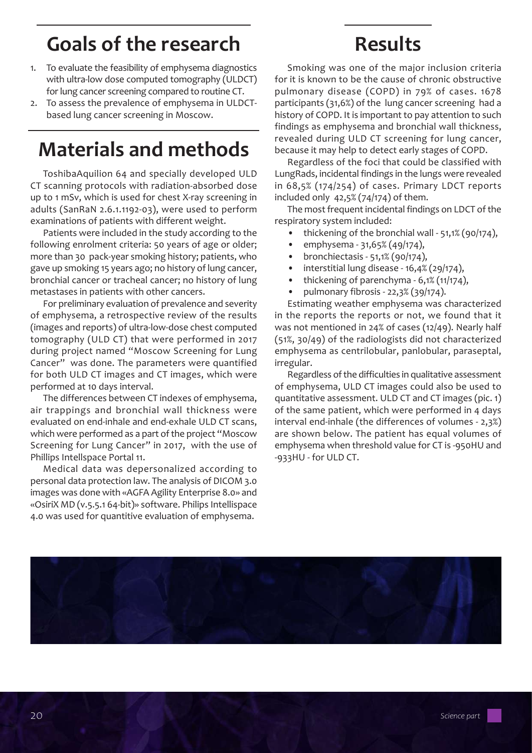## Goals of the research

1. To evaluate the feasibility of emphysema diagnostics with ultra-low dose computed tomography (ULDCT) for lung cancer screening compared to routine CT.
2. To assess the prevalence of emphysema in ULDCT-based lung cancer screening in Moscow.

## Materials and methods

ToshibaAquilion 64 and specially developed ULD CT scanning protocols with radiation-absorbed dose up to 1 mSv, which is used for chest X-ray screening in adults (SanRaN 2.6.1.1192-03), were used to perform examinations of patients with different weight.

Patients were included in the study according to the following enrolment criteria: 50 years of age or older; more than 30 pack-year smoking history; patients, who gave up smoking 15 years ago; no history of lung cancer, bronchial cancer or tracheal cancer; no history of lung metastases in patients with other cancers.

For preliminary evaluation of prevalence and severity of emphysema, a retrospective review of the results (images and reports) of ultra-low-dose chest computed tomography (ULD CT) that were performed in 2017 during project named "Moscow Screening for Lung Cancer" was done. The parameters were quantified for both ULD CT images and CT images, which were performed at 10 days interval.

The differences between CT indexes of emphysema, air trappings and bronchial wall thickness were evaluated on end-inhale and end-exhale ULD CT scans, which were performed as a part of the project "Moscow Screening for Lung Cancer" in 2017, with the use of Phillips Intellspace Portal 11.

Medical data was depersonalized according to personal data protection law. The analysis of DICOM 3.0 images was done with «AGFA Agility Enterprise 8.0» and «OsiriX MD (v.5.5.1 64-bit)» software. Philips Intellispace 4.0 was used for quantitive evaluation of emphysema.

## Results

Smoking was one of the major inclusion criteria for it is known to be the cause of chronic obstructive pulmonary disease (COPD) in 79% of cases. 1678 participants (31,6%) of the lung cancer screening had a history of COPD. It is important to pay attention to such findings as emphysema and bronchial wall thickness, revealed during ULD CT screening for lung cancer, because it may help to detect early stages of COPD.

Regardless of the foci that could be classified with LungRads, incidental findings in the lungs were revealed in 68,5% (174/254) of cases. Primary LDCT reports included only 42,5% (74/174) of them.

The most frequent incidental findings on LDCT of the respiratory system included:

- thickening of the bronchial wall - 51,1% (90/174),
- emphysema - 31,65% (49/174),
- bronchiectasis - 51,1% (90/174),
- interstitial lung disease - 16,4% (29/174),
- thickening of parenchyma - 6,1% (11/174),
- pulmonary fibrosis - 22,3% (39/174).

Estimating weather emphysema was characterized in the reports the reports or not, we found that it was not mentioned in 24% of cases (12/49). Nearly half (51%, 30/49) of the radiologists did not characterized emphysema as centrilobular, panlobular, paraseptal, irregular.

Regardless of the difficulties in qualitative assessment of emphysema, ULD CT images could also be used to quantitative assessment. ULD CT and CT images (pic. 1) of the same patient, which were performed in 4 days interval end-inhale (the differences of volumes - 2,3%) are shown below. The patient has equal volumes of emphysema when threshold value for CT is -950HU and -933HU - for ULD CT.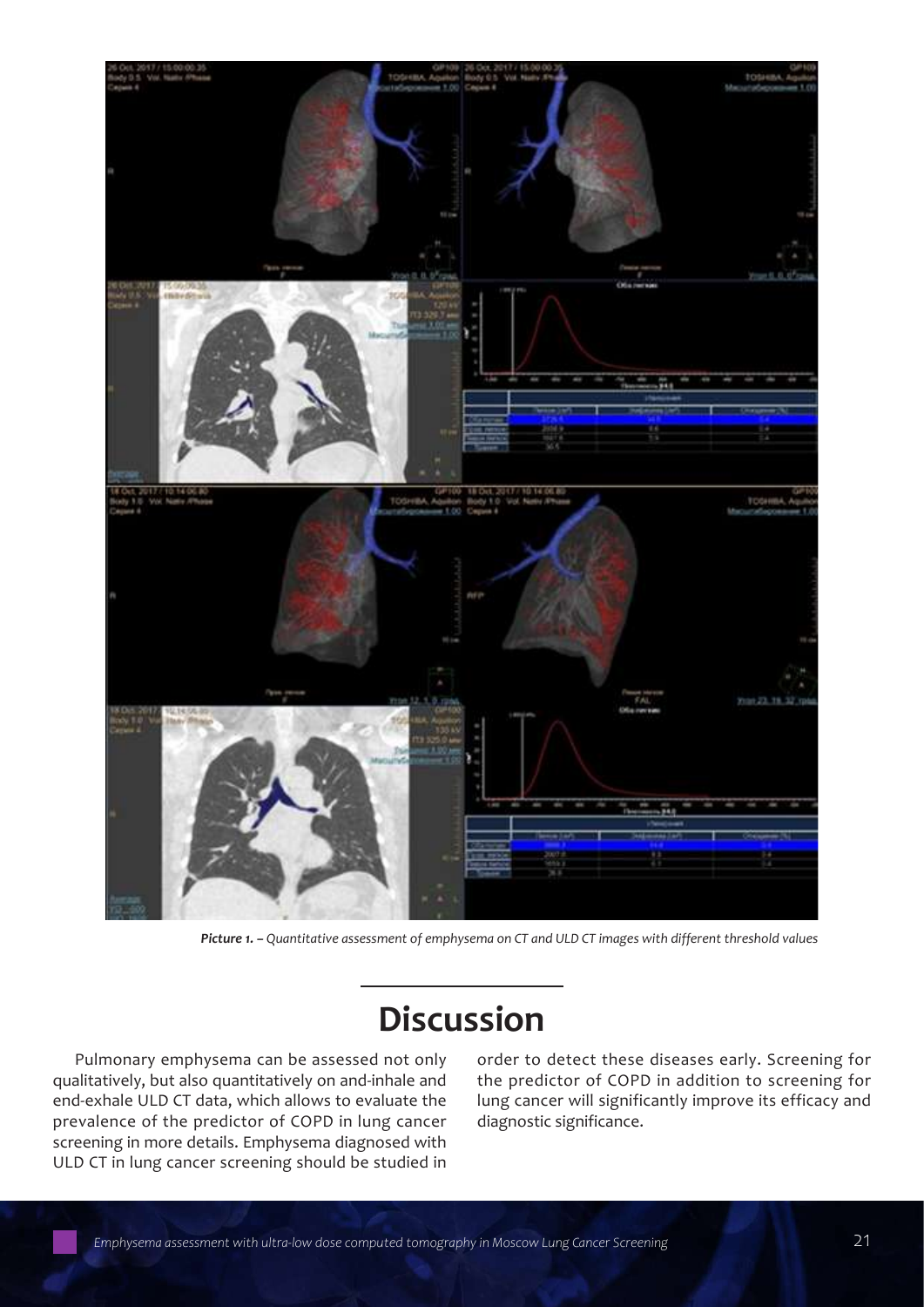*Picture 1. – Quantitative assessment of emphysema on CT and ULD CT images with different threshold values*

## Discussion

Pulmonary emphysema can be assessed not only qualitatively, but also quantitatively on and-inhale and end-exhale ULD CT data, which allows to evaluate the prevalence of the predictor of COPD in lung cancer screening in more details. Emphysema diagnosed with ULD CT in lung cancer screening should be studied in order to detect these diseases early. Screening for the predictor of COPD in addition to screening for lung cancer will significantly improve its efficacy and diagnostic significance.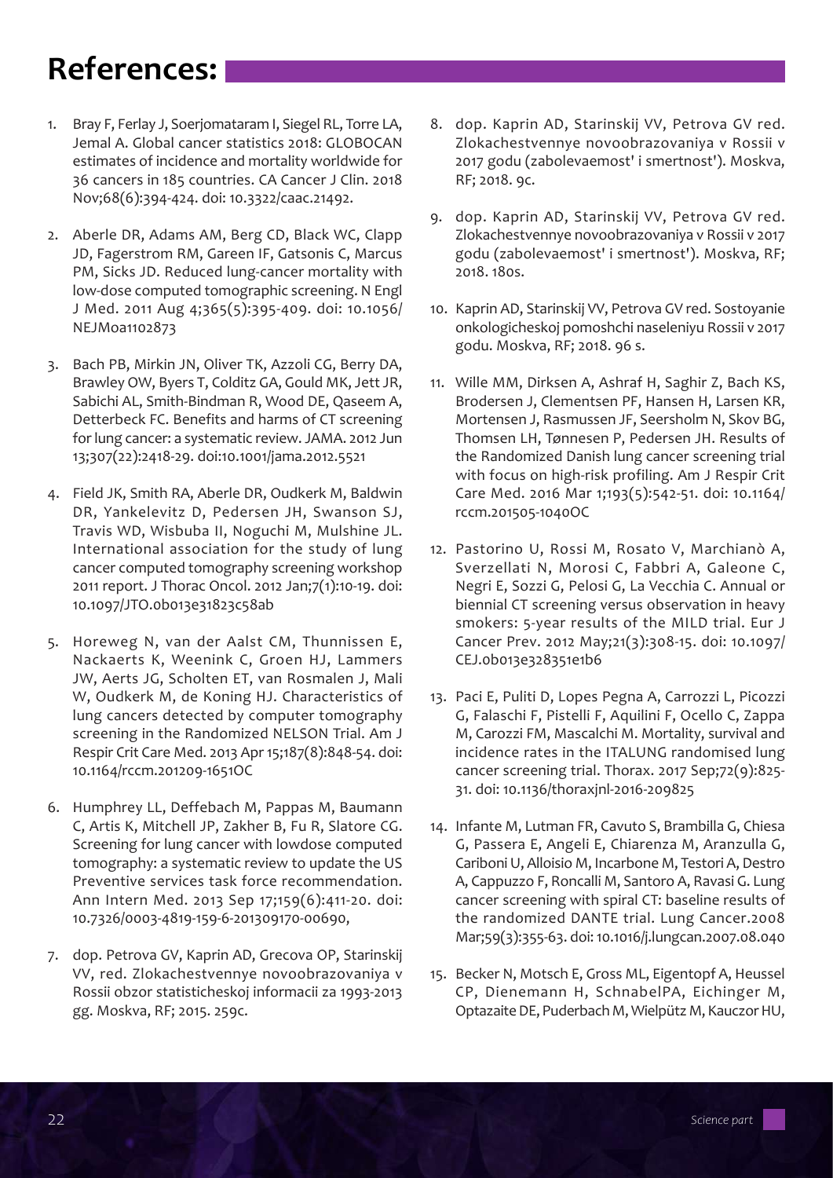# References:

1. Bray F, Ferlay J, Soerjomataram I, Siegel RL, Torre LA, Jemal A. Global cancer statistics 2018: GLOBOCAN estimates of incidence and mortality worldwide for 36 cancers in 185 countries. CA Cancer J Clin. 2018 Nov;68(6):394-424. doi: 10.3322/caac.21492.

2. Aberle DR, Adams AM, Berg CD, Black WC, Clapp JD, Fagerstrom RM, Gareen IF, Gatsonis C, Marcus PM, Sicks JD. Reduced lung-cancer mortality with low-dose computed tomographic screening. N Engl J Med. 2011 Aug 4;365(5):395-409. doi: 10.1056/NEJMoa1102873

3. Bach PB, Mirkin JN, Oliver TK, Azzoli CG, Berry DA, Brawley OW, Byers T, Colditz GA, Gould MK, Jett JR, Sabichi AL, Smith-Bindman R, Wood DE, Qaseem A, Detterbeck FC. Benefits and harms of CT screening for lung cancer: a systematic review. JAMA. 2012 Jun 13;307(22):2418-29. doi:10.1001/jama.2012.5521

4. Field JK, Smith RA, Aberle DR, Oudkerk M, Baldwin DR, Yankelevitz D, Pedersen JH, Swanson SJ, Travis WD, Wisbuba II, Noguchi M, Mulshine JL. International association for the study of lung cancer computed tomography screening workshop 2011 report. J Thorac Oncol. 2012 Jan;7(1):10-19. doi: 10.1097/JTO.0b013e31823c58ab

5. Horeweg N, van der Aalst CM, Thunnissen E, Nackaerts K, Weenink C, Groen HJ, Lammers JW, Aerts JG, Scholten ET, van Rosmalen J, Mali W, Oudkerk M, de Koning HJ. Characteristics of lung cancers detected by computer tomography screening in the Randomized NELSON Trial. Am J Respir Crit Care Med. 2013 Apr 15;187(8):848-54. doi: 10.1164/rccm.201209-1651OC

6. Humphrey LL, Deffebach M, Pappas M, Baumann C, Artis K, Mitchell JP, Zakher B, Fu R, Slatore CG. Screening for lung cancer with lowdose computed tomography: a systematic review to update the US Preventive services task force recommendation. Ann Intern Med. 2013 Sep 17;159(6):411-20. doi: 10.7326/0003-4819-159-6-201309170-00690,

7. dop. Petrova GV, Kaprin AD, Grecova OP, Starinskij VV, red. Zlokachestvennye novoobrazovaniya v Rossii obzor statisticheskoj informacii za 1993-2013 gg. Moskva, RF; 2015. 259c.

8. dop. Kaprin AD, Starinskij VV, Petrova GV red. Zlokachestvennye novoobrazovaniya v Rossii v 2017 godu (zabolevaemost' i smertnost'). Moskva, RF; 2018. 9c.

9. dop. Kaprin AD, Starinskij VV, Petrova GV red. Zlokachestvennye novoobrazovaniya v Rossii v 2017 godu (zabolevaemost' i smertnost'). Moskva, RF; 2018. 180s.

10. Kaprin AD, Starinskij VV, Petrova GV red. Sostoyanie onkologicheskoj pomoshchi naseleniyu Rossii v 2017 godu. Moskva, RF; 2018. 96 s.

11. Wille MM, Dirksen A, Ashraf H, Saghir Z, Bach KS, Brodersen J, Clementsen PF, Hansen H, Larsen KR, Mortensen J, Rasmussen JF, Seersholm N, Skov BG, Thomsen LH, Tønnesen P, Pedersen JH. Results of the Randomized Danish lung cancer screening trial with focus on high-risk profiling. Am J Respir Crit Care Med. 2016 Mar 1;193(5):542-51. doi: 10.1164/rccm.201505-1040OC

12. Pastorino U, Rossi M, Rosato V, Marchianò A, Sverzellati N, Morosi C, Fabbri A, Galeone C, Negri E, Sozzi G, Pelosi G, La Vecchia C. Annual or biennial CT screening versus observation in heavy smokers: 5-year results of the MILD trial. Eur J Cancer Prev. 2012 May;21(3):308-15. doi: 10.1097/CEJ.0b013e328351e1b6

13. Paci E, Puliti D, Lopes Pegna A, Carrozzi L, Picozzi G, Falaschi F, Pistelli F, Aquilini F, Ocello C, Zappa M, Carozzi FM, Mascalchi M. Mortality, survival and incidence rates in the ITALUNG randomised lung cancer screening trial. Thorax. 2017 Sep;72(9):825-31. doi: 10.1136/thoraxjnl-2016-209825

14. Infante M, Lutman FR, Cavuto S, Brambilla G, Chiesa G, Passera E, Angeli E, Chiarenza M, Aranzulla G, Cariboni U, Alloisio M, Incarbone M, Testori A, Destro A, Cappuzzo F, Roncalli M, Santoro A, Ravasi G. Lung cancer screening with spiral CT: baseline results of the randomized DANTE trial. Lung Cancer.2008 Mar;59(3):355-63. doi: 10.1016/j.lungcan.2007.08.040

15. Becker N, Motsch E, Gross ML, Eigentopf A, Heussel CP, Dienemann H, SchnabelPA, Eichinger M, Optazaite DE, Puderbach M, Wielpütz M, Kauczor HU,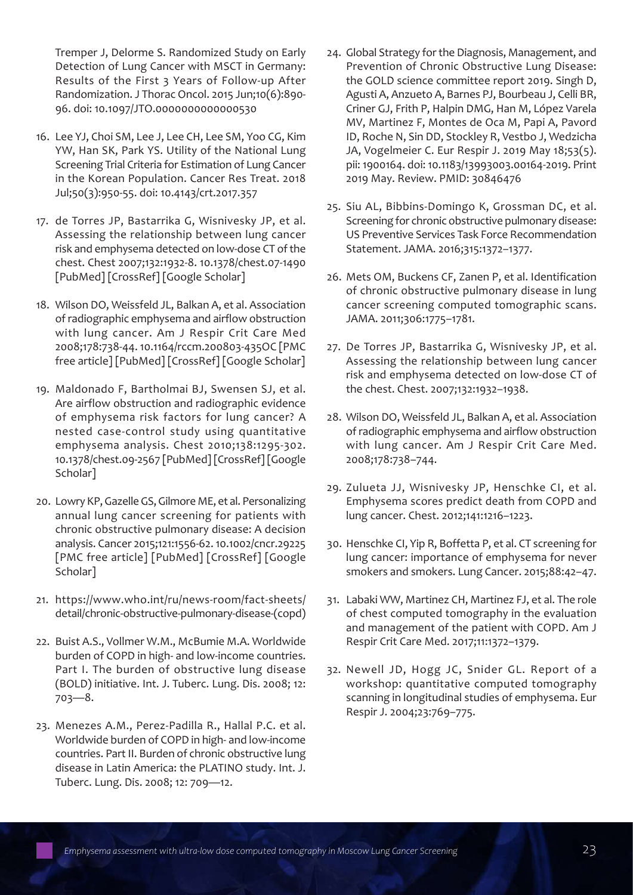Tremper J, Delorme S. Randomized Study on Early Detection of Lung Cancer with MSCT in Germany: Results of the First 3 Years of Follow-up After Randomization. J Thorac Oncol. 2015 Jun;10(6):890-96. doi: 10.1097/JTO.0000000000000530

16. Lee YJ, Choi SM, Lee J, Lee CH, Lee SM, Yoo CG, Kim YW, Han SK, Park YS. Utility of the National Lung Screening Trial Criteria for Estimation of Lung Cancer in the Korean Population. Cancer Res Treat. 2018 Jul;50(3):950-55. doi: 10.4143/crt.2017.357

17. de Torres JP, Bastarrika G, Wisnivesky JP, et al. Assessing the relationship between lung cancer risk and emphysema detected on low-dose CT of the chest. Chest 2007;132:1932-8. 10.1378/chest.07-1490 [PubMed] [CrossRef] [Google Scholar]

18. Wilson DO, Weissfeld JL, Balkan A, et al. Association of radiographic emphysema and airflow obstruction with lung cancer. Am J Respir Crit Care Med 2008;178:738-44. 10.1164/rccm.200803-435OC [PMC free article] [PubMed] [CrossRef] [Google Scholar]

19. Maldonado F, Bartholmai BJ, Swensen SJ, et al. Are airflow obstruction and radiographic evidence of emphysema risk factors for lung cancer? A nested case-control study using quantitative emphysema analysis. Chest 2010;138:1295-302. 10.1378/chest.09-2567 [PubMed] [CrossRef] [Google Scholar]

20. Lowry KP, Gazelle GS, Gilmore ME, et al. Personalizing annual lung cancer screening for patients with chronic obstructive pulmonary disease: A decision analysis. Cancer 2015;121:1556-62. 10.1002/cncr.29225 [PMC free article] [PubMed] [CrossRef] [Google Scholar]

21. https://www.who.int/ru/news-room/fact-sheets/detail/chronic-obstructive-pulmonary-disease-(copd)

22. Buist A.S., Vollmer W.M., McBumie M.A. Worldwide burden of COPD in high- and low-income countries. Part I. The burden of obstructive lung disease (BOLD) initiative. Int. J. Tuberc. Lung. Dis. 2008; 12: 703—8.

23. Menezes A.M., Perez-Padilla R., Hallal P.C. et al. Worldwide burden of COPD in high- and low-income countries. Part II. Burden of chronic obstructive lung disease in Latin America: the PLATINO study. Int. J. Tuberc. Lung. Dis. 2008; 12: 709—12.

24. Global Strategy for the Diagnosis, Management, and Prevention of Chronic Obstructive Lung Disease: the GOLD science committee report 2019. Singh D, Agusti A, Anzueto A, Barnes PJ, Bourbeau J, Celli BR, Criner GJ, Frith P, Halpin DMG, Han M, López Varela MV, Martinez F, Montes de Oca M, Papi A, Pavord ID, Roche N, Sin DD, Stockley R, Vestbo J, Wedzicha JA, Vogelmeier C. Eur Respir J. 2019 May 18;53(5). pii: 1900164. doi: 10.1183/13993003.00164-2019. Print 2019 May. Review. PMID: 30846476

25. Siu AL, Bibbins-Domingo K, Grossman DC, et al. Screening for chronic obstructive pulmonary disease: US Preventive Services Task Force Recommendation Statement. JAMA. 2016;315:1372–1377.

26. Mets OM, Buckens CF, Zanen P, et al. Identification of chronic obstructive pulmonary disease in lung cancer screening computed tomographic scans. JAMA. 2011;306:1775–1781.

27. De Torres JP, Bastarrika G, Wisnivesky JP, et al. Assessing the relationship between lung cancer risk and emphysema detected on low-dose CT of the chest. Chest. 2007;132:1932–1938.

28. Wilson DO, Weissfeld JL, Balkan A, et al. Association of radiographic emphysema and airflow obstruction with lung cancer. Am J Respir Crit Care Med. 2008;178:738–744.

29. Zulueta JJ, Wisnivesky JP, Henschke CI, et al. Emphysema scores predict death from COPD and lung cancer. Chest. 2012;141:1216–1223.

30. Henschke CI, Yip R, Boffetta P, et al. CT screening for lung cancer: importance of emphysema for never smokers and smokers. Lung Cancer. 2015;88:42–47.

31. Labaki WW, Martinez CH, Martinez FJ, et al. The role of chest computed tomography in the evaluation and management of the patient with COPD. Am J Respir Crit Care Med. 2017;11:1372–1379.

32. Newell JD, Hogg JC, Snider GL. Report of a workshop: quantitative computed tomography scanning in longitudinal studies of emphysema. Eur Respir J. 2004;23:769–775.